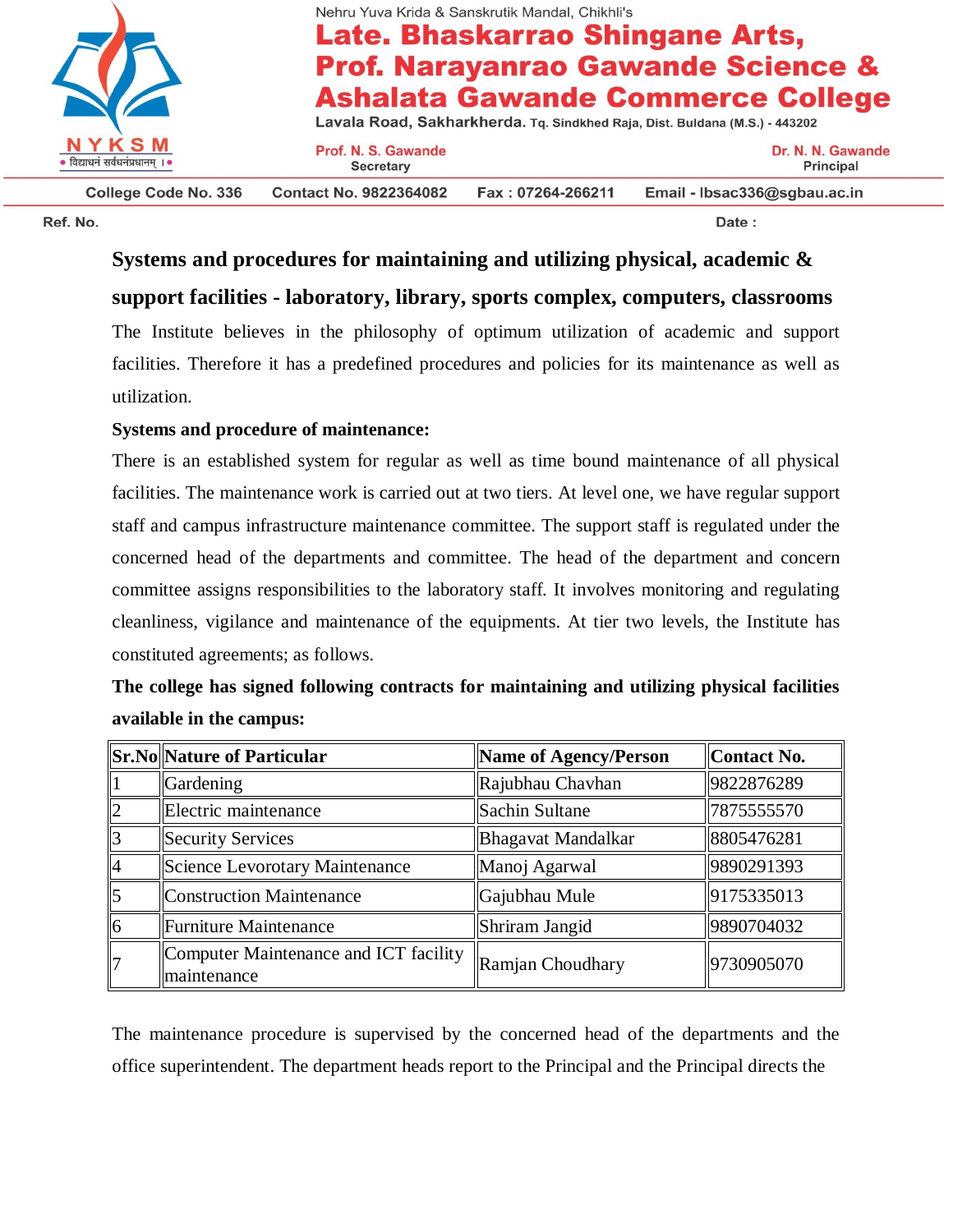Nehru Yuva Krida & Sanskrutik Mandal, Chikhli's

# Late. Bhaskarrao Shingane Arts, Prof. Narayanrao Gawande Science & Ashalata Gawande Commerce College

Lavala Road, Sakharkherda. Tq. Sindkhed Raja, Dist. Buldana (M.S.) - 443202

NYKSM • विद्याधनं सर्वधनंप्रधानम् ।•

Prof. N. S. Gawande
Secretary

Dr. N. N. Gawande
Principal

College Code No. 336 Contact No. 9822364082 Fax : 07264-266211 Email - lbsac336@sgbau.ac.in

Ref. No. Date :

## Systems and procedures for maintaining and utilizing physical, academic & support facilities - laboratory, library, sports complex, computers, classrooms

The Institute believes in the philosophy of optimum utilization of academic and support facilities. Therefore it has a predefined procedures and policies for its maintenance as well as utilization.

**Systems and procedure of maintenance:**

There is an established system for regular as well as time bound maintenance of all physical facilities. The maintenance work is carried out at two tiers. At level one, we have regular support staff and campus infrastructure maintenance committee. The support staff is regulated under the concerned head of the departments and committee. The head of the department and concern committee assigns responsibilities to the laboratory staff. It involves monitoring and regulating cleanliness, vigilance and maintenance of the equipments. At tier two levels, the Institute has constituted agreements; as follows.

**The college has signed following contracts for maintaining and utilizing physical facilities available in the campus:**

| Sr.No | Nature of Particular | Name of Agency/Person | Contact No. |
|---|---|---|---|
| 1 | Gardening | Rajubhau Chavhan | 9822876289 |
| 2 | Electric maintenance | Sachin Sultane | 7875555570 |
| 3 | Security Services | Bhagavat Mandalkar | 8805476281 |
| 4 | Science Levorotary Maintenance | Manoj Agarwal | 9890291393 |
| 5 | Construction Maintenance | Gajubhau Mule | 9175335013 |
| 6 | Furniture Maintenance | Shriram Jangid | 9890704032 |
| 7 | Computer Maintenance and ICT facility maintenance | Ramjan Choudhary | 9730905070 |

The maintenance procedure is supervised by the concerned head of the departments and the office superintendent. The department heads report to the Principal and the Principal directs the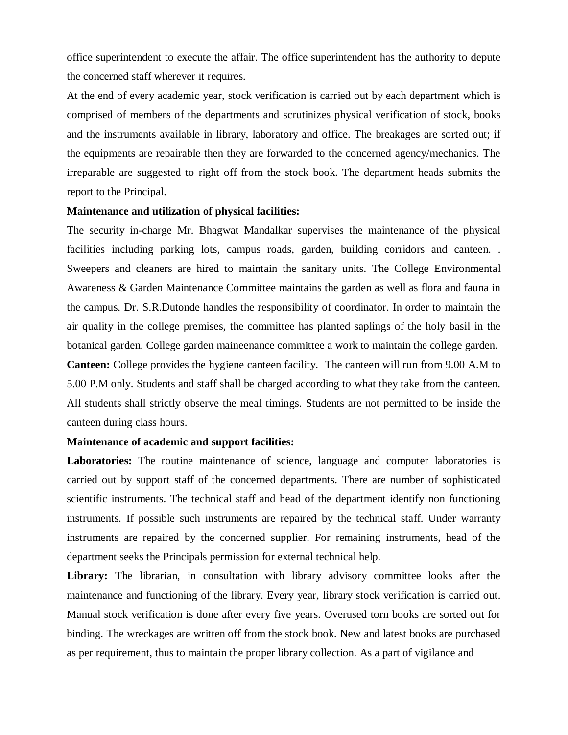office superintendent to execute the affair. The office superintendent has the authority to depute the concerned staff wherever it requires.

At the end of every academic year, stock verification is carried out by each department which is comprised of members of the departments and scrutinizes physical verification of stock, books and the instruments available in library, laboratory and office. The breakages are sorted out; if the equipments are repairable then they are forwarded to the concerned agency/mechanics. The irreparable are suggested to right off from the stock book. The department heads submits the report to the Principal.

**Maintenance and utilization of physical facilities:**

The security in-charge Mr. Bhagwat Mandalkar supervises the maintenance of the physical facilities including parking lots, campus roads, garden, building corridors and canteen. . Sweepers and cleaners are hired to maintain the sanitary units. The College Environmental Awareness & Garden Maintenance Committee maintains the garden as well as flora and fauna in the campus. Dr. S.R.Dutonde handles the responsibility of coordinator. In order to maintain the air quality in the college premises, the committee has planted saplings of the holy basil in the botanical garden. College garden maineenance committee a work to maintain the college garden.

**Canteen:** College provides the hygiene canteen facility. The canteen will run from 9.00 A.M to 5.00 P.M only. Students and staff shall be charged according to what they take from the canteen. All students shall strictly observe the meal timings. Students are not permitted to be inside the canteen during class hours.

**Maintenance of academic and support facilities:**

**Laboratories:** The routine maintenance of science, language and computer laboratories is carried out by support staff of the concerned departments. There are number of sophisticated scientific instruments. The technical staff and head of the department identify non functioning instruments. If possible such instruments are repaired by the technical staff. Under warranty instruments are repaired by the concerned supplier. For remaining instruments, head of the department seeks the Principals permission for external technical help.

**Library:** The librarian, in consultation with library advisory committee looks after the maintenance and functioning of the library. Every year, library stock verification is carried out. Manual stock verification is done after every five years. Overused torn books are sorted out for binding. The wreckages are written off from the stock book. New and latest books are purchased as per requirement, thus to maintain the proper library collection. As a part of vigilance and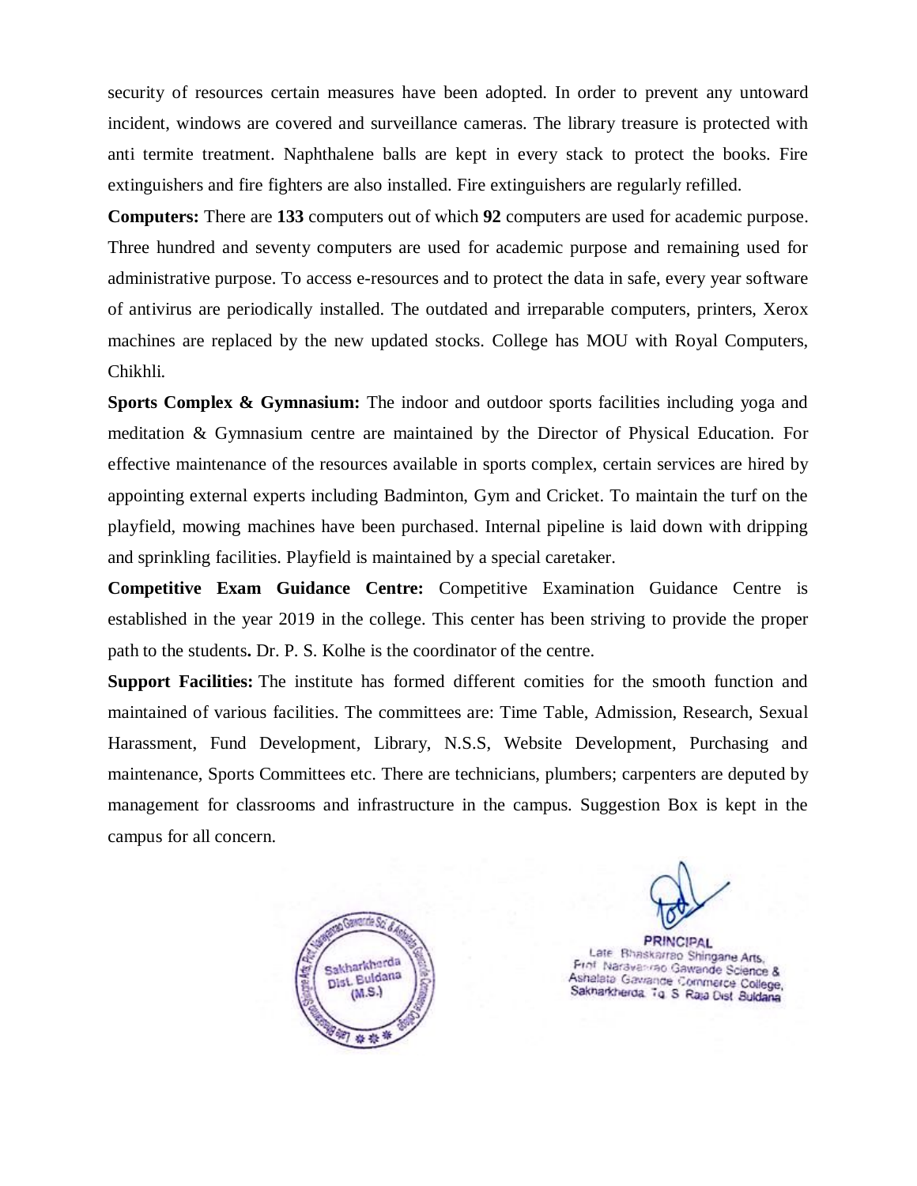security of resources certain measures have been adopted. In order to prevent any untoward incident, windows are covered and surveillance cameras. The library treasure is protected with anti termite treatment. Naphthalene balls are kept in every stack to protect the books. Fire extinguishers and fire fighters are also installed. Fire extinguishers are regularly refilled.

**Computers:** There are **133** computers out of which **92** computers are used for academic purpose. Three hundred and seventy computers are used for academic purpose and remaining used for administrative purpose. To access e-resources and to protect the data in safe, every year software of antivirus are periodically installed. The outdated and irreparable computers, printers, Xerox machines are replaced by the new updated stocks. College has MOU with Royal Computers, Chikhli.

**Sports Complex & Gymnasium:** The indoor and outdoor sports facilities including yoga and meditation & Gymnasium centre are maintained by the Director of Physical Education. For effective maintenance of the resources available in sports complex, certain services are hired by appointing external experts including Badminton, Gym and Cricket. To maintain the turf on the playfield, mowing machines have been purchased. Internal pipeline is laid down with dripping and sprinkling facilities. Playfield is maintained by a special caretaker.

**Competitive Exam Guidance Centre:** Competitive Examination Guidance Centre is established in the year 2019 in the college. This center has been striving to provide the proper path to the students**.** Dr. P. S. Kolhe is the coordinator of the centre.

**Support Facilities:** The institute has formed different comities for the smooth function and maintained of various facilities. The committees are: Time Table, Admission, Research, Sexual Harassment, Fund Development, Library, N.S.S, Website Development, Purchasing and maintenance, Sports Committees etc. There are technicians, plumbers; carpenters are deputed by management for classrooms and infrastructure in the campus. Suggestion Box is kept in the campus for all concern.

Late Bhaskarrao Shingane Arts, Prof. Narayanrao Gawande Sci. & Ashalata Gawande Commerce College, Sakharkherda Dist. Buldana (M.S.)

PRINCIPAL
Late Bhaskarrao Shingane Arts,
Prof. Narayanrao Gawande Science &
Ashalata Gawande Commerce College,
Sakharkherda Tq. S. Raja Dist. Buldana